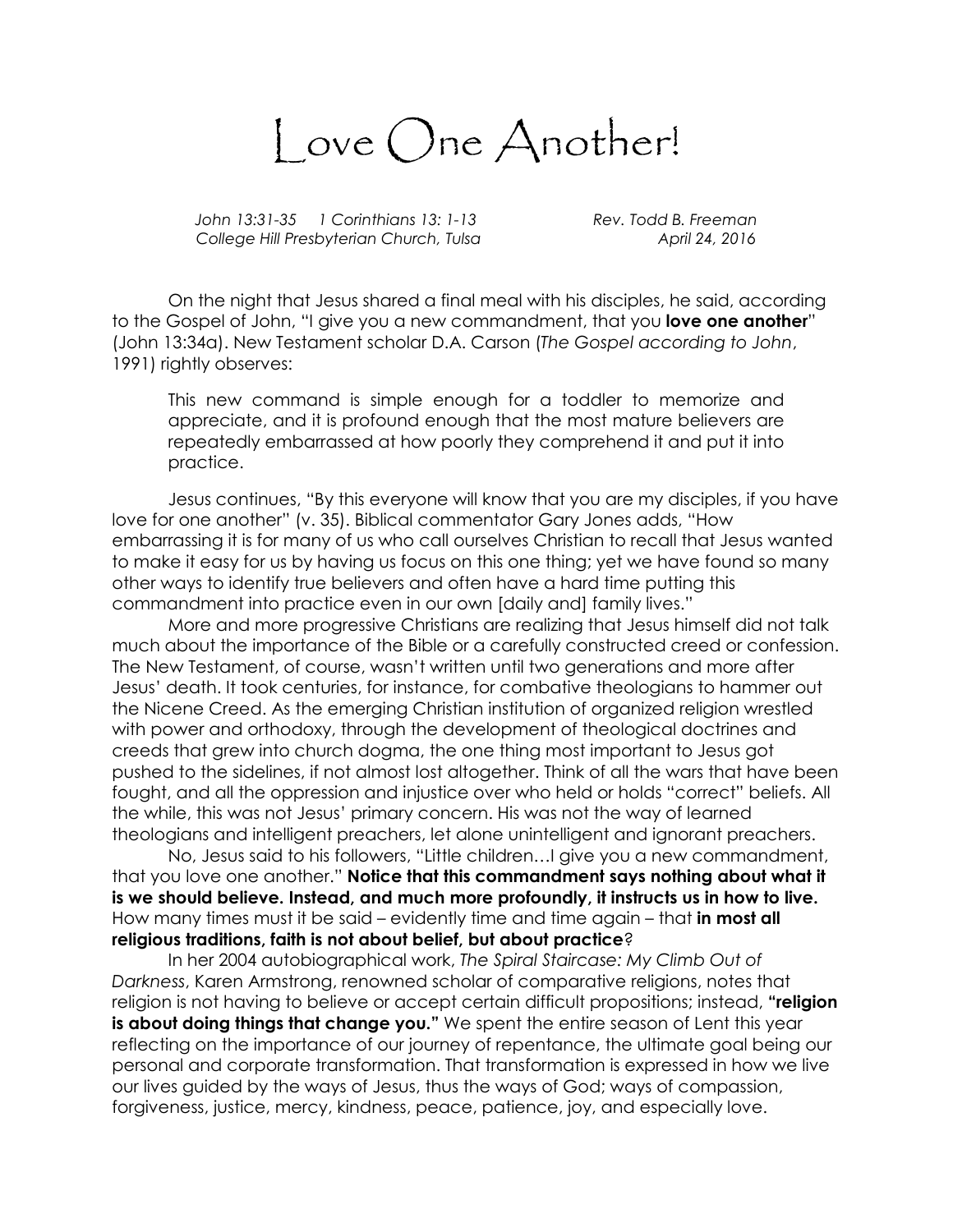# Love One Another!

*John 13:31-35 1 Corinthians 13: 1-13* *Rev. Todd B. Freeman*
*College Hill Presbyterian Church, Tulsa* *April 24, 2016*

On the night that Jesus shared a final meal with his disciples, he said, according to the Gospel of John, "I give you a new commandment, that you **love one another**" (John 13:34a). New Testament scholar D.A. Carson (*The Gospel according to John*, 1991) rightly observes:

> This new command is simple enough for a toddler to memorize and appreciate, and it is profound enough that the most mature believers are repeatedly embarrassed at how poorly they comprehend it and put it into practice.

Jesus continues, "By this everyone will know that you are my disciples, if you have love for one another" (v. 35). Biblical commentator Gary Jones adds, "How embarrassing it is for many of us who call ourselves Christian to recall that Jesus wanted to make it easy for us by having us focus on this one thing; yet we have found so many other ways to identify true believers and often have a hard time putting this commandment into practice even in our own [daily and] family lives."

More and more progressive Christians are realizing that Jesus himself did not talk much about the importance of the Bible or a carefully constructed creed or confession. The New Testament, of course, wasn't written until two generations and more after Jesus' death. It took centuries, for instance, for combative theologians to hammer out the Nicene Creed. As the emerging Christian institution of organized religion wrestled with power and orthodoxy, through the development of theological doctrines and creeds that grew into church dogma, the one thing most important to Jesus got pushed to the sidelines, if not almost lost altogether. Think of all the wars that have been fought, and all the oppression and injustice over who held or holds "correct" beliefs. All the while, this was not Jesus' primary concern. His was not the way of learned theologians and intelligent preachers, let alone unintelligent and ignorant preachers.

No, Jesus said to his followers, "Little children…I give you a new commandment, that you love one another." **Notice that this commandment says nothing about what it is we should believe. Instead, and much more profoundly, it instructs us in how to live.** How many times must it be said – evidently time and time again – that **in most all religious traditions, faith is not about belief, but about practice**?

In her 2004 autobiographical work, *The Spiral Staircase: My Climb Out of Darkness*, Karen Armstrong, renowned scholar of comparative religions, notes that religion is not having to believe or accept certain difficult propositions; instead, **"religion is about doing things that change you."** We spent the entire season of Lent this year reflecting on the importance of our journey of repentance, the ultimate goal being our personal and corporate transformation. That transformation is expressed in how we live our lives guided by the ways of Jesus, thus the ways of God; ways of compassion, forgiveness, justice, mercy, kindness, peace, patience, joy, and especially love.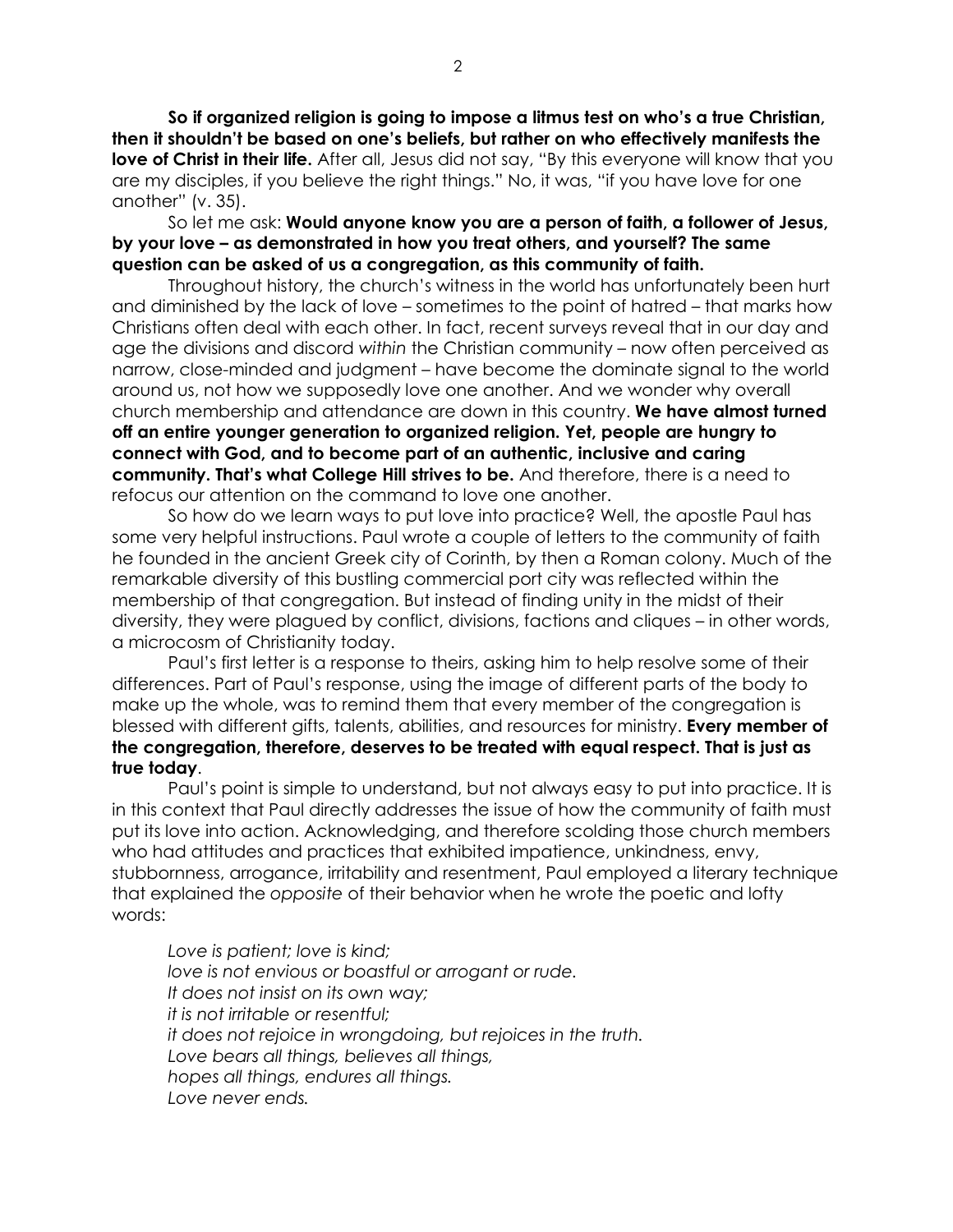**So if organized religion is going to impose a litmus test on who's a true Christian, then it shouldn't be based on one's beliefs, but rather on who effectively manifests the love of Christ in their life.** After all, Jesus did not say, "By this everyone will know that you are my disciples, if you believe the right things." No, it was, "if you have love for one another" (v. 35).

So let me ask: **Would anyone know you are a person of faith, a follower of Jesus, by your love – as demonstrated in how you treat others, and yourself? The same question can be asked of us a congregation, as this community of faith.**

Throughout history, the church's witness in the world has unfortunately been hurt and diminished by the lack of love – sometimes to the point of hatred – that marks how Christians often deal with each other. In fact, recent surveys reveal that in our day and age the divisions and discord *within* the Christian community – now often perceived as narrow, close-minded and judgment – have become the dominate signal to the world around us, not how we supposedly love one another. And we wonder why overall church membership and attendance are down in this country. **We have almost turned off an entire younger generation to organized religion. Yet, people are hungry to connect with God, and to become part of an authentic, inclusive and caring community. That's what College Hill strives to be.** And therefore, there is a need to refocus our attention on the command to love one another.

So how do we learn ways to put love into practice? Well, the apostle Paul has some very helpful instructions. Paul wrote a couple of letters to the community of faith he founded in the ancient Greek city of Corinth, by then a Roman colony. Much of the remarkable diversity of this bustling commercial port city was reflected within the membership of that congregation. But instead of finding unity in the midst of their diversity, they were plagued by conflict, divisions, factions and cliques – in other words, a microcosm of Christianity today.

Paul's first letter is a response to theirs, asking him to help resolve some of their differences. Part of Paul's response, using the image of different parts of the body to make up the whole, was to remind them that every member of the congregation is blessed with different gifts, talents, abilities, and resources for ministry. **Every member of the congregation, therefore, deserves to be treated with equal respect. That is just as true today**.

Paul's point is simple to understand, but not always easy to put into practice. It is in this context that Paul directly addresses the issue of how the community of faith must put its love into action. Acknowledging, and therefore scolding those church members who had attitudes and practices that exhibited impatience, unkindness, envy, stubbornness, arrogance, irritability and resentment, Paul employed a literary technique that explained the *opposite* of their behavior when he wrote the poetic and lofty words:

> *Love is patient; love is kind;*
> *love is not envious or boastful or arrogant or rude.*
> *It does not insist on its own way;*
> *it is not irritable or resentful;*
> *it does not rejoice in wrongdoing, but rejoices in the truth.*
> *Love bears all things, believes all things,*
> *hopes all things, endures all things.*
> *Love never ends.*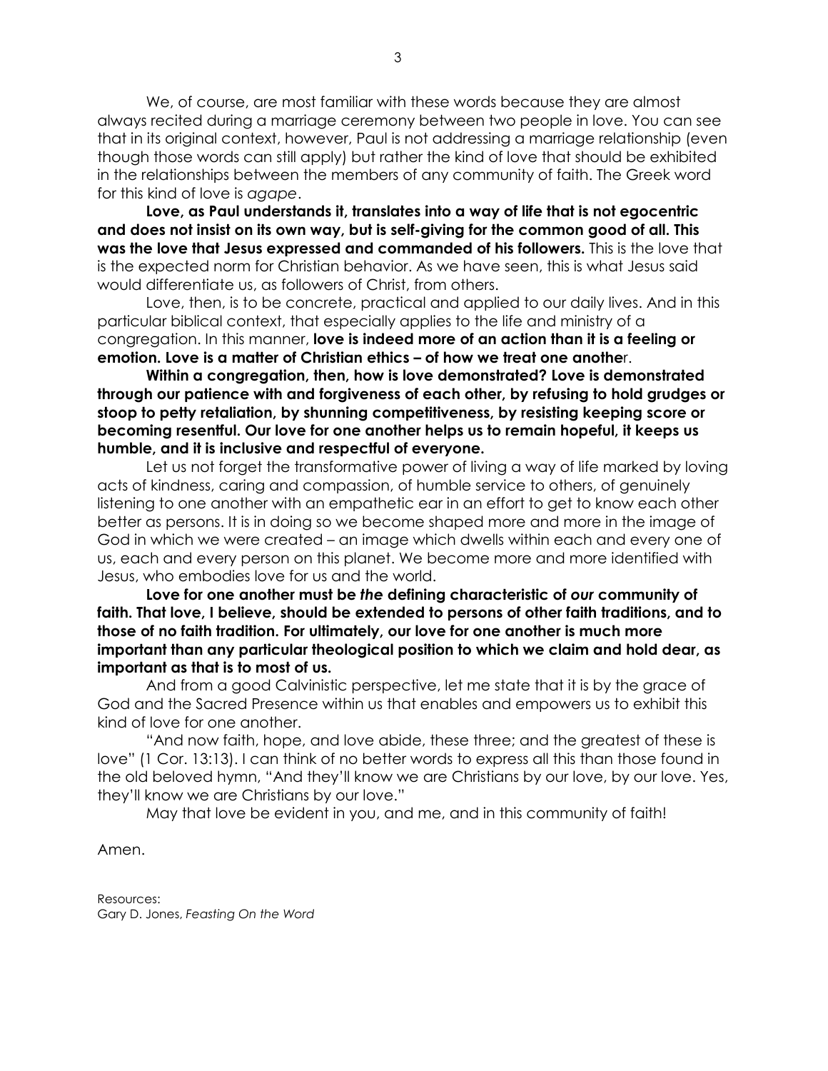We, of course, are most familiar with these words because they are almost always recited during a marriage ceremony between two people in love. You can see that in its original context, however, Paul is not addressing a marriage relationship (even though those words can still apply) but rather the kind of love that should be exhibited in the relationships between the members of any community of faith. The Greek word for this kind of love is *agape*.

**Love, as Paul understands it, translates into a way of life that is not egocentric and does not insist on its own way, but is self-giving for the common good of all. This was the love that Jesus expressed and commanded of his followers.** This is the love that is the expected norm for Christian behavior. As we have seen, this is what Jesus said would differentiate us, as followers of Christ, from others.

Love, then, is to be concrete, practical and applied to our daily lives. And in this particular biblical context, that especially applies to the life and ministry of a congregation. In this manner, **love is indeed more of an action than it is a feeling or emotion. Love is a matter of Christian ethics – of how we treat one another**.

**Within a congregation, then, how is love demonstrated? Love is demonstrated through our patience with and forgiveness of each other, by refusing to hold grudges or stoop to petty retaliation, by shunning competitiveness, by resisting keeping score or becoming resentful. Our love for one another helps us to remain hopeful, it keeps us humble, and it is inclusive and respectful of everyone.**

Let us not forget the transformative power of living a way of life marked by loving acts of kindness, caring and compassion, of humble service to others, of genuinely listening to one another with an empathetic ear in an effort to get to know each other better as persons. It is in doing so we become shaped more and more in the image of God in which we were created – an image which dwells within each and every one of us, each and every person on this planet. We become more and more identified with Jesus, who embodies love for us and the world.

**Love for one another must be *the* defining characteristic of *our* community of faith. That love, I believe, should be extended to persons of other faith traditions, and to those of no faith tradition. For ultimately, our love for one another is much more important than any particular theological position to which we claim and hold dear, as important as that is to most of us.**

And from a good Calvinistic perspective, let me state that it is by the grace of God and the Sacred Presence within us that enables and empowers us to exhibit this kind of love for one another.

"And now faith, hope, and love abide, these three; and the greatest of these is love" (1 Cor. 13:13). I can think of no better words to express all this than those found in the old beloved hymn, "And they'll know we are Christians by our love, by our love. Yes, they'll know we are Christians by our love."

May that love be evident in you, and me, and in this community of faith!

Amen.

Resources:
Gary D. Jones, *Feasting On the Word*